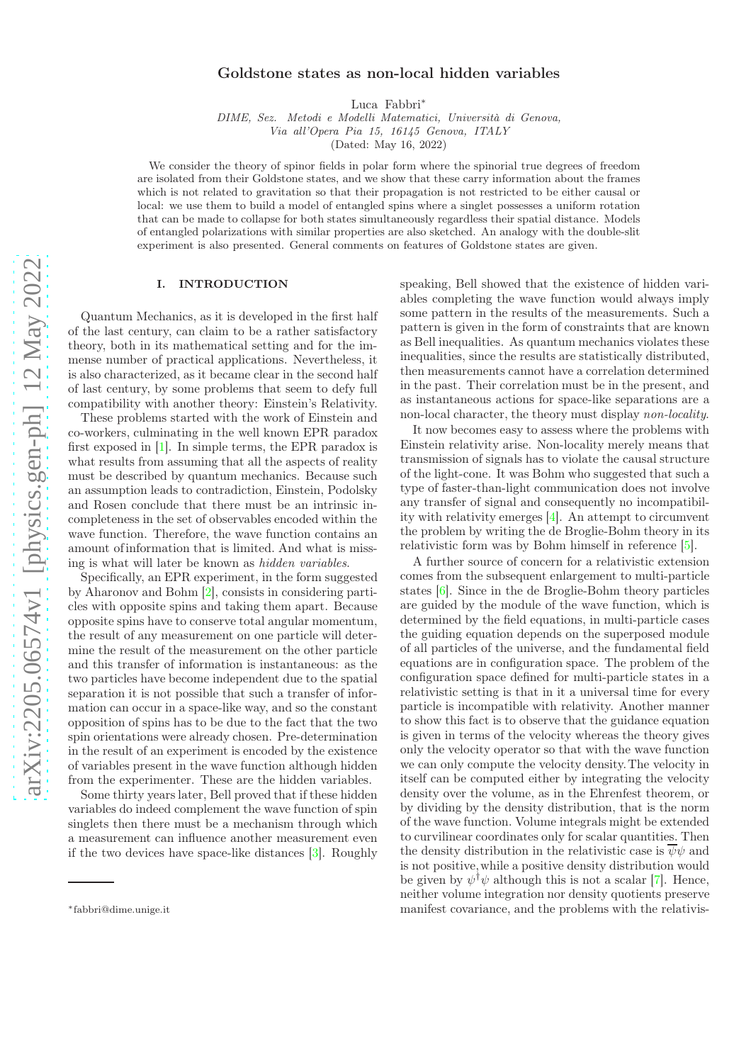# Goldstone states as non-local hidden variables

Luca Fabbri*

*DIME, Sez. Metodi e Modelli Matematici, Università di Genova, Via all'Opera Pia 15, 16145 Genova, ITALY*

(Dated: May 16, 2022)

We consider the theory of spinor fields in polar form where the spinorial true degrees of freedom are isolated from their Goldstone states, and we show that these carry information about the frames which is not related to gravitation so that their propagation is not restricted to be either causal or local: we use them to build a model of entangled spins where a singlet possesses a uniform rotation that can be made to collapse for both states simultaneously regardless their spatial distance. Models of entangled polarizations with similar properties are also sketched. An analogy with the double-slit experiment is also presented. General comments on features of Goldstone states are given.

## I. INTRODUCTION

Quantum Mechanics, as it is developed in the first half of the last century, can claim to be a rather satisfactory theory, both in its mathematical setting and for the immense number of practical applications. Nevertheless, it is also characterized, as it became clear in the second half of last century, by some problems that seem to defy full compatibility with another theory: Einstein's Relativity.

These problems started with the work of Einstein and co-workers, culminating in the well known EPR paradox first exposed in [1]. In simple terms, the EPR paradox is what results from assuming that all the aspects of reality must be described by quantum mechanics. Because such an assumption leads to contradiction, Einstein, Podolsky and Rosen conclude that there must be an intrinsic incompleteness in the set of observables encoded within the wave function. Therefore, the wave function contains an amount of information that is limited. And what is missing is what will later be known as *hidden variables*.

Specifically, an EPR experiment, in the form suggested by Aharonov and Bohm [2], consists in considering particles with opposite spins and taking them apart. Because opposite spins have to conserve total angular momentum, the result of any measurement on one particle will determine the result of the measurement on the other particle and this transfer of information is instantaneous: as the two particles have become independent due to the spatial separation it is not possible that such a transfer of information can occur in a space-like way, and so the constant opposition of spins has to be due to the fact that the two spin orientations were already chosen. Pre-determination in the result of an experiment is encoded by the existence of variables present in the wave function although hidden from the experimenter. These are the hidden variables.

Some thirty years later, Bell proved that if these hidden variables do indeed complement the wave function of spin singlets then there must be a mechanism through which a measurement can influence another measurement even if the two devices have space-like distances [3]. Roughly speaking, Bell showed that the existence of hidden variables completing the wave function would always imply some pattern in the results of the measurements. Such a pattern is given in the form of constraints that are known as Bell inequalities. As quantum mechanics violates these inequalities, since the results are statistically distributed, then measurements cannot have a correlation determined in the past. Their correlation must be in the present, and as instantaneous actions for space-like separations are a non-local character, the theory must display *non-locality*.

It now becomes easy to assess where the problems with Einstein relativity arise. Non-locality merely means that transmission of signals has to violate the causal structure of the light-cone. It was Bohm who suggested that such a type of faster-than-light communication does not involve any transfer of signal and consequently no incompatibility with relativity emerges [4]. An attempt to circumvent the problem by writing the de Broglie-Bohm theory in its relativistic form was by Bohm himself in reference [5].

A further source of concern for a relativistic extension comes from the subsequent enlargement to multi-particle states [6]. Since in the de Broglie-Bohm theory particles are guided by the module of the wave function, which is determined by the field equations, in multi-particle cases the guiding equation depends on the superposed module of all particles of the universe, and the fundamental field equations are in configuration space. The problem of the configuration space defined for multi-particle states in a relativistic setting is that in it a universal time for every particle is incompatible with relativity. Another manner to show this fact is to observe that the guidance equation is given in terms of the velocity whereas the theory gives only the velocity operator so that with the wave function we can only compute the velocity density. The velocity in itself can be computed either by integrating the velocity density over the volume, as in the Ehrenfest theorem, or by dividing by the density distribution, that is the norm of the wave function. Volume integrals might be extended to curvilinear coordinates only for scalar quantities. Then the density distribution in the relativistic case is $\overline{\psi}\psi$ and is not positive, while a positive density distribution would be given by $\psi^{\dagger}\psi$ although this is not a scalar [7]. Hence, neither volume integration nor density quotients preserve manifest covariance, and the problems with the relativis-

*fabbri@dime.unige.it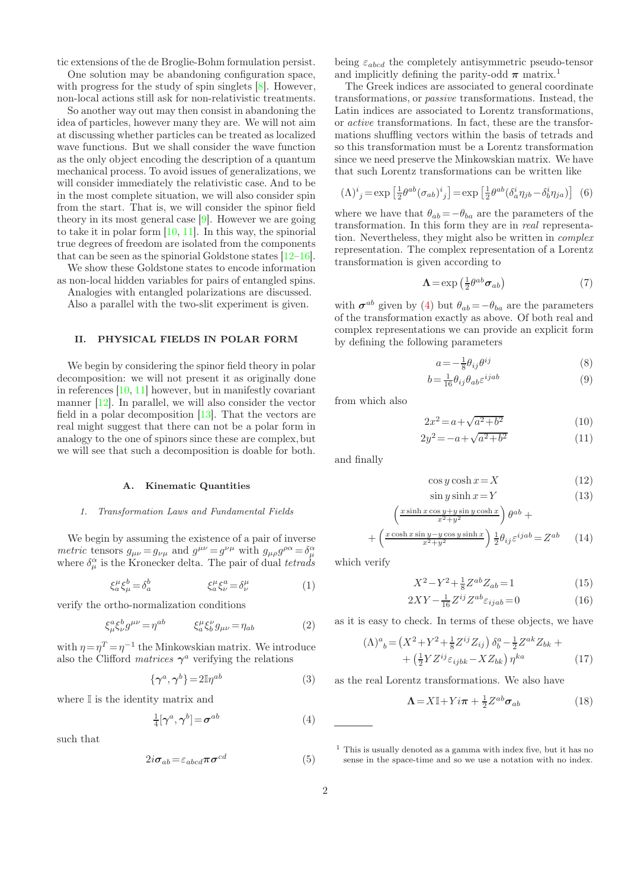tic extensions of the de Broglie-Bohm formulation persist.

One solution may be abandoning configuration space, with progress for the study of spin singlets [8]. However, non-local actions still ask for non-relativistic treatments.

So another way out may then consist in abandoning the idea of particles, however many they are. We will not aim at discussing whether particles can be treated as localized wave functions. But we shall consider the wave function as the only object encoding the description of a quantum mechanical process. To avoid issues of generalizations, we will consider immediately the relativistic case. And to be in the most complete situation, we will also consider spin from the start. That is, we will consider the spinor field theory in its most general case [9]. However we are going to take it in polar form [10, 11]. In this way, the spinorial true degrees of freedom are isolated from the components that can be seen as the spinorial Goldstone states [12–16].

We show these Goldstone states to encode information as non-local hidden variables for pairs of entangled spins.

Analogies with entangled polarizations are discussed.

Also a parallel with the two-slit experiment is given.

## II. PHYSICAL FIELDS IN POLAR FORM

We begin by considering the spinor field theory in polar decomposition: we will not present it as originally done in references [10, 11] however, but in manifestly covariant manner [12]. In parallel, we will also consider the vector field in a polar decomposition [13]. That the vectors are real might suggest that there can not be a polar form in analogy to the one of spinors since these are complex, but we will see that such a decomposition is doable for both.

### A. Kinematic Quantities

#### 1. Transformation Laws and Fundamental Fields

We begin by assuming the existence of a pair of inverse *metric* tensors $g_{\mu\nu}=g_{\nu\mu}$ and $g^{\mu\nu}=g^{\nu\mu}$ with $g_{\mu\rho}g^{\rho\alpha}=\delta^{\alpha}_{\mu}$ where $\delta^{\alpha}_{\mu}$ is the Kronecker delta. The pair of dual *tetrads*

$$\xi^{\mu}_{a}\xi^{b}_{\mu}=\delta^{b}_{a} \qquad\qquad \xi^{a}_{\mu}\xi^{\mu}_{\nu}=\delta^{\mu}_{\nu} \tag{1}$$

verify the ortho-normalization conditions

$$\xi^{a}_{\mu}\xi^{b}_{\nu}g^{\mu\nu}=\eta^{ab} \qquad\qquad \xi^{\mu}_{a}\xi^{\nu}_{b}g_{\mu\nu}=\eta_{ab} \tag{2}$$

with $\eta=\eta^{T}=\eta^{-1}$ the Minkowskian matrix. We introduce also the Clifford *matrices* $\boldsymbol{\gamma}^{a}$ verifying the relations

$$\{\boldsymbol{\gamma}^{a},\boldsymbol{\gamma}^{b}\}=2\mathbb{I}\eta^{ab} \tag{3}$$

where $\mathbb{I}$ is the identity matrix and

$$\tfrac{1}{4}[\boldsymbol{\gamma}^{a},\boldsymbol{\gamma}^{b}]=\boldsymbol{\sigma}^{ab} \tag{4}$$

such that

$$2i\boldsymbol{\sigma}_{ab}=\varepsilon_{abcd}\boldsymbol{\pi}\boldsymbol{\sigma}^{cd} \tag{5}$$

being $\varepsilon_{abcd}$ the completely antisymmetric pseudo-tensor and implicitly defining the parity-odd $\boldsymbol{\pi}$ matrix.[1]

The Greek indices are associated to general coordinate transformations, or *passive* transformations. Instead, the Latin indices are associated to Lorentz transformations, or *active* transformations. In fact, these are the transformations shuffling vectors within the basis of tetrads and so this transformation must be a Lorentz transformation since we need preserve the Minkowskian matrix. We have that such Lorentz transformations can be written like

$$(\Lambda)^{i}{}_{j}=\exp\left[\tfrac{1}{2}\theta^{ab}(\sigma_{ab})^{i}{}_{j}\right]=\exp\left[\tfrac{1}{2}\theta^{ab}(\delta^{i}_{a}\eta_{jb}-\delta^{i}_{b}\eta_{ja})\right] \tag{6}$$

where we have that $\theta_{ab}=-\theta_{ba}$ are the parameters of the transformation. In this form they are in *real* representation. Nevertheless, they might also be written in *complex* representation. The complex representation of a Lorentz transformation is given according to

$$\boldsymbol{\Lambda}=\exp\left(\tfrac{1}{2}\theta^{ab}\boldsymbol{\sigma}_{ab}\right) \tag{7}$$

with $\boldsymbol{\sigma}^{ab}$ given by (4) but $\theta_{ab}=-\theta_{ba}$ are the parameters of the transformation exactly as above. Of both real and complex representations we can provide an explicit form by defining the following parameters

$$a=-\tfrac{1}{8}\theta_{ij}\theta^{ij} \tag{8}$$

$$b=\tfrac{1}{16}\theta_{ij}\theta_{ab}\varepsilon^{ijab} \tag{9}$$

from which also

$$2x^{2}=a+\sqrt{a^{2}+b^{2}} \tag{10}$$

$$2y^{2}=-a+\sqrt{a^{2}+b^{2}} \tag{11}$$

and finally

$$\cos y\cosh x=X \tag{12}$$

$$\sin y\sinh x=Y \tag{13}$$

$$\left(\tfrac{x\sinh x\cos y+y\sin y\cosh x}{x^{2}+y^{2}}\right)\theta^{ab}+ + \left(\tfrac{x\cosh x\sin y-y\cos y\sinh x}{x^{2}+y^{2}}\right)\tfrac{1}{2}\theta_{ij}\varepsilon^{ijab}=Z^{ab} \tag{14}$$

which verify

$$X^{2}-Y^{2}+\tfrac{1}{8}Z^{ab}Z_{ab}=1 \tag{15}$$

$$2XY-\tfrac{1}{16}Z^{ij}Z^{ab}\varepsilon_{ijab}=0 \tag{16}$$

as it is easy to check. In terms of these objects, we have

$$(\Lambda)^{a}{}_{b}=\left(X^{2}+Y^{2}+\tfrac{1}{8}Z^{ij}Z_{ij}\right)\delta^{a}_{b}-\tfrac{1}{2}Z^{ak}Z_{bk}+ + \left(\tfrac{1}{2}YZ^{ij}\varepsilon_{ijbk}-XZ_{bk}\right)\eta^{ka} \tag{17}$$

as the real Lorentz transformations. We also have

$$\boldsymbol{\Lambda}=X\mathbb{I}+Yi\boldsymbol{\pi}+\tfrac{1}{2}Z^{ab}\boldsymbol{\sigma}_{ab} \tag{18}$$

---

[1] This is usually denoted as a gamma with index five, but it has no sense in the space-time and so we use a notation with no index.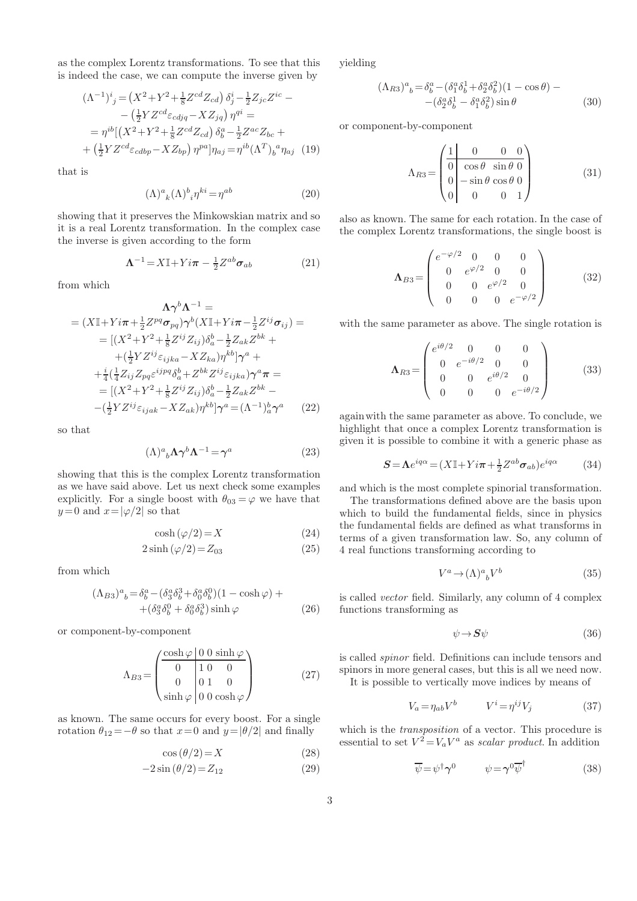as the complex Lorentz transformations. To see that this is indeed the case, we can compute the inverse given by

$$
\begin{aligned}
(\Lambda^{-1})^i{}_j &= \left(X^2+Y^2+\tfrac{1}{8}Z^{cd}Z_{cd}\right)\delta^i_j-\tfrac{1}{2}Z_{jc}Z^{ic} - \\
&-\left(\tfrac{1}{2}YZ^{cd}\varepsilon_{cdjq}-XZ_{jq}\right)\eta^{qi} = \\
&= \eta^{ib}[\left(X^2+Y^2+\tfrac{1}{8}Z^{cd}Z_{cd}\right)\delta^a_b-\tfrac{1}{2}Z^{ac}Z_{bc} + \\
&+\left(\tfrac{1}{2}YZ^{cd}\varepsilon_{cdbp}-XZ_{bp}\right)\eta^{pa}]\eta_{aj}=\eta^{ib}(\Lambda^T)_b{}^a\eta_{aj} \quad (19)
\end{aligned}
$$

that is

$$
(\Lambda)^a{}_k(\Lambda)^b{}_i\eta^{ki}=\eta^{ab} \tag{20}
$$

showing that it preserves the Minkowskian matrix and so it is a real Lorentz transformation. In the complex case the inverse is given according to the form

$$
\boldsymbol{\Lambda}^{-1}=X\mathbb{I}+Yi\boldsymbol{\pi}-\tfrac{1}{2}Z^{ab}\boldsymbol{\sigma}_{ab} \tag{21}
$$

from which

$$
\begin{aligned}
&\boldsymbol{\Lambda}\boldsymbol{\gamma}^b\boldsymbol{\Lambda}^{-1} = \\
&=(X\mathbb{I}+Yi\boldsymbol{\pi}+\tfrac{1}{2}Z^{pq}\boldsymbol{\sigma}_{pq})\boldsymbol{\gamma}^b(X\mathbb{I}+Yi\boldsymbol{\pi}-\tfrac{1}{2}Z^{ij}\boldsymbol{\sigma}_{ij}) = \\
&=[(X^2+Y^2+\tfrac{1}{8}Z^{ij}Z_{ij})\delta^b_a-\tfrac{1}{2}Z_{ak}Z^{bk} + \\
&+(\tfrac{1}{2}YZ^{ij}\varepsilon_{ijka}-XZ_{ka})\eta^{kb}]\boldsymbol{\gamma}^a + \\
&+\tfrac{i}{4}(\tfrac{1}{4}Z_{ij}Z_{pq}\varepsilon^{ijpq}\delta^b_a+Z^{bk}Z^{ij}\varepsilon_{ijka})\boldsymbol{\gamma}^a\boldsymbol{\pi} = \\
&=[(X^2+Y^2+\tfrac{1}{8}Z^{ij}Z_{ij})\delta^b_a-\tfrac{1}{2}Z_{ak}Z^{bk} - \\
&-(\tfrac{1}{2}YZ^{ij}\varepsilon_{ijak}-XZ_{ak})\eta^{kb}]\boldsymbol{\gamma}^a=(\Lambda^{-1})^b_a\boldsymbol{\gamma}^a \quad (22)
\end{aligned}
$$

so that

$$
(\Lambda)^a{}_b\boldsymbol{\Lambda}\boldsymbol{\gamma}^b\boldsymbol{\Lambda}^{-1}=\boldsymbol{\gamma}^a \tag{23}
$$

showing that this is the complex Lorentz transformation as we have said above. Let us next check some examples explicitly. For a single boost with $\theta_{03}=\varphi$ we have that $y=0$ and $x=|\varphi/2|$ so that

$$
\cosh(\varphi/2)=X \tag{24}
$$

$$
2\sinh(\varphi/2)=Z_{03} \tag{25}
$$

from which

$$
\begin{aligned}
(\Lambda_{B3})^a{}_b=\delta^a_b-(\delta^a_3\delta^3_b+\delta^a_0\delta^0_b)(1-\cosh\varphi)+ \\
+(\delta^a_3\delta^0_b+\delta^a_0\delta^3_b)\sinh\varphi \quad (26)
\end{aligned}
$$

or component-by-component

$$
\Lambda_{B3}=\begin{pmatrix}
\cosh\varphi & 0 & 0 & \sinh\varphi\\
0 & 1 & 0 & 0\\
0 & 0 & 1 & 0\\
\sinh\varphi & 0 & 0 & \cosh\varphi
\end{pmatrix} \tag{27}
$$

as known. The same occurs for every boost. For a single rotation $\theta_{12}=-\theta$ so that $x=0$ and $y=|\theta/2|$ and finally

$$
\cos(\theta/2)=X \tag{28}
$$

$$
-2\sin(\theta/2)=Z_{12} \tag{29}
$$

yielding

$$
\begin{aligned}
(\Lambda_{R3})^a{}_b=\delta^a_b-(\delta^a_1\delta^1_b+\delta^a_2\delta^2_b)(1-\cos\theta)- \\
-(\delta^a_2\delta^1_b-\delta^a_1\delta^2_b)\sin\theta \quad (30)
\end{aligned}
$$

or component-by-component

$$
\Lambda_{R3}=\begin{pmatrix}
1 & 0 & 0 & 0\\
0 & \cos\theta & \sin\theta & 0\\
0 & -\sin\theta & \cos\theta & 0\\
0 & 0 & 0 & 1
\end{pmatrix} \tag{31}
$$

also as known. The same for each rotation. In the case of the complex Lorentz transformations, the single boost is

$$
\boldsymbol{\Lambda}_{B3}=\begin{pmatrix}
e^{-\varphi/2} & 0 & 0 & 0\\
0 & e^{\varphi/2} & 0 & 0\\
0 & 0 & e^{\varphi/2} & 0\\
0 & 0 & 0 & e^{-\varphi/2}
\end{pmatrix} \tag{32}
$$

with the same parameter as above. The single rotation is

$$
\boldsymbol{\Lambda}_{R3}=\begin{pmatrix}
e^{i\theta/2} & 0 & 0 & 0\\
0 & e^{-i\theta/2} & 0 & 0\\
0 & 0 & e^{i\theta/2} & 0\\
0 & 0 & 0 & e^{-i\theta/2}
\end{pmatrix} \tag{33}
$$

again with the same parameter as above. To conclude, we highlight that once a complex Lorentz transformation is given it is possible to combine it with a generic phase as

$$
\boldsymbol{S}=\boldsymbol{\Lambda}e^{iq\alpha}=(X\mathbb{I}+Yi\boldsymbol{\pi}+\tfrac{1}{2}Z^{ab}\boldsymbol{\sigma}_{ab})e^{iq\alpha} \tag{34}
$$

and which is the most complete spinorial transformation.

The transformations defined above are the basis upon which to build the fundamental fields, since in physics the fundamental fields are defined as what transforms in terms of a given transformation law. So, any column of 4 real functions transforming according to

$$
V^a\rightarrow(\Lambda)^a{}_bV^b \tag{35}
$$

is called *vector* field. Similarly, any column of 4 complex functions transforming as

$$
\psi\rightarrow\boldsymbol{S}\psi \tag{36}
$$

is called *spinor* field. Definitions can include tensors and spinors in more general cases, but this is all we need now.

It is possible to vertically move indices by means of

$$
V_a=\eta_{ab}V^b \qquad V^i=\eta^{ij}V_j \tag{37}
$$

which is the *transposition* of a vector. This procedure is essential to set $V^2=V_aV^a$ as *scalar product*. In addition

$$
\overline{\psi}=\psi^\dagger\boldsymbol{\gamma}^0 \qquad \psi=\boldsymbol{\gamma}^0\overline{\psi}^\dagger \tag{38}
$$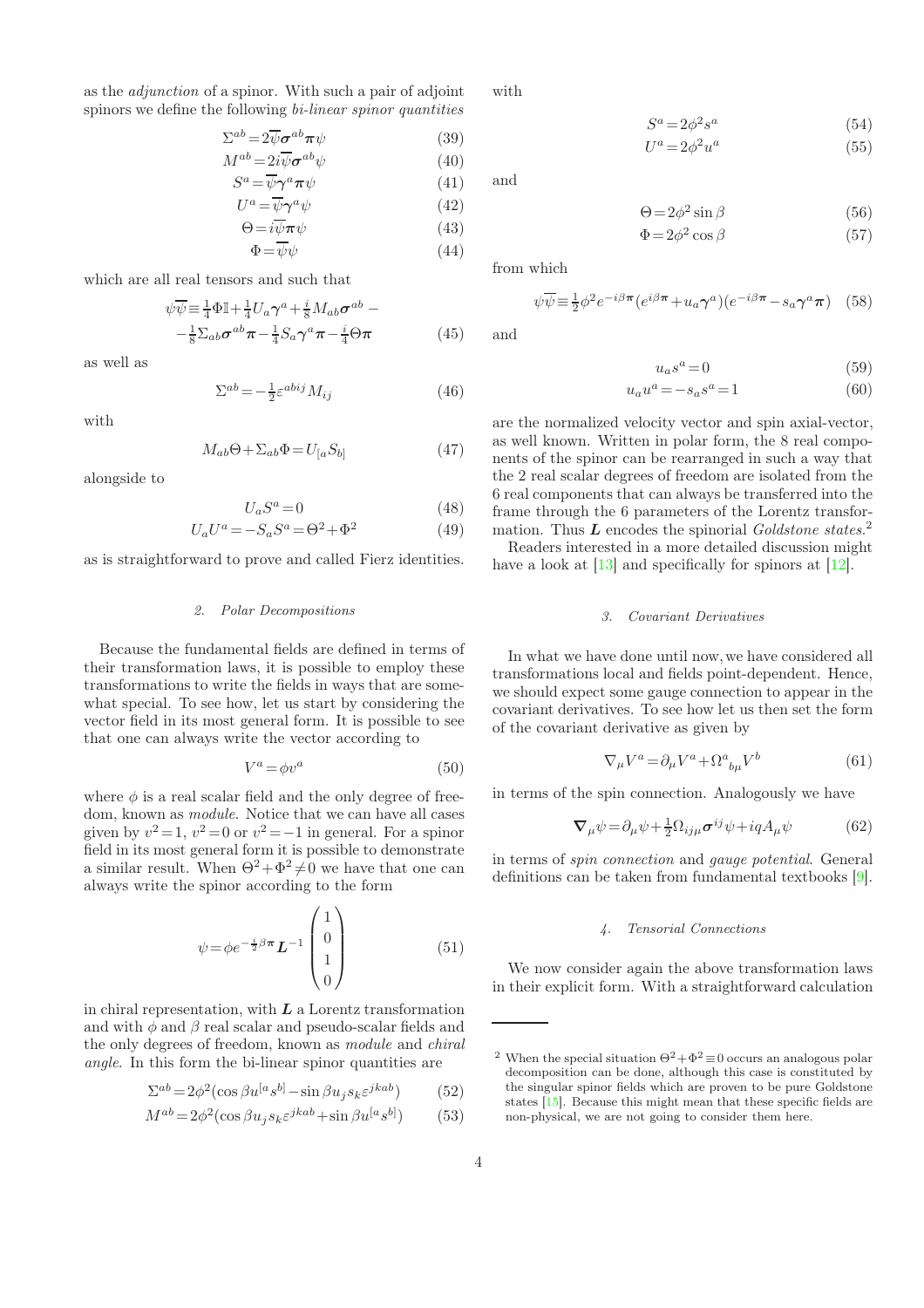as the *adjunction* of a spinor. With such a pair of adjoint spinors we define the following *bi-linear spinor quantities*

$$\Sigma^{ab}=2\overline{\psi}\boldsymbol{\sigma}^{ab}\boldsymbol{\pi}\psi \tag{39}$$
$$M^{ab}=2i\overline{\psi}\boldsymbol{\sigma}^{ab}\psi \tag{40}$$
$$S^{a}=\overline{\psi}\boldsymbol{\gamma}^{a}\boldsymbol{\pi}\psi \tag{41}$$
$$U^{a}=\overline{\psi}\boldsymbol{\gamma}^{a}\psi \tag{42}$$
$$\Theta=i\overline{\psi}\boldsymbol{\pi}\psi \tag{43}$$
$$\Phi=\overline{\psi}\psi \tag{44}$$

which are all real tensors and such that

$$\psi\overline{\psi}\equiv\tfrac{1}{4}\Phi\mathbb{I}+\tfrac{1}{4}U_{a}\boldsymbol{\gamma}^{a}+\tfrac{i}{8}M_{ab}\boldsymbol{\sigma}^{ab}-$$
$$-\tfrac{1}{8}\Sigma_{ab}\boldsymbol{\sigma}^{ab}\boldsymbol{\pi}-\tfrac{1}{4}S_{a}\boldsymbol{\gamma}^{a}\boldsymbol{\pi}-\tfrac{i}{4}\Theta\boldsymbol{\pi} \tag{45}$$

as well as

$$\Sigma^{ab}=-\tfrac{1}{2}\varepsilon^{abij}M_{ij} \tag{46}$$

with

$$M_{ab}\Theta+\Sigma_{ab}\Phi=U_{[a}S_{b]} \tag{47}$$

alongside to

$$U_{a}S^{a}=0 \tag{48}$$
$$U_{a}U^{a}=-S_{a}S^{a}=\Theta^{2}+\Phi^{2} \tag{49}$$

as is straightforward to prove and called Fierz identities.

### 2. Polar Decompositions

Because the fundamental fields are defined in terms of their transformation laws, it is possible to employ these transformations to write the fields in ways that are somewhat special. To see how, let us start by considering the vector field in its most general form. It is possible to see that one can always write the vector according to

$$V^{a}=\phi v^{a} \tag{50}$$

where $\phi$ is a real scalar field and the only degree of freedom, known as *module*. Notice that we can have all cases given by $v^2=1$, $v^2=0$ or $v^2=-1$ in general. For a spinor field in its most general form it is possible to demonstrate a similar result. When $\Theta^2+\Phi^2\neq 0$ we have that one can always write the spinor according to the form

$$\psi=\phi e^{-\frac{i}{2}\beta\boldsymbol{\pi}}\boldsymbol{L}^{-1}\begin{pmatrix}1\\0\\1\\0\end{pmatrix} \tag{51}$$

in chiral representation, with $\boldsymbol{L}$ a Lorentz transformation and with $\phi$ and $\beta$ real scalar and pseudo-scalar fields and the only degrees of freedom, known as *module* and *chiral angle*. In this form the bi-linear spinor quantities are

$$\Sigma^{ab}=2\phi^{2}(\cos\beta u^{[a}s^{b]}-\sin\beta u_{j}s_{k}\varepsilon^{jkab}) \tag{52}$$
$$M^{ab}=2\phi^{2}(\cos\beta u_{j}s_{k}\varepsilon^{jkab}+\sin\beta u^{[a}s^{b]}) \tag{53}$$

with

$$S^{a}=2\phi^{2}s^{a} \tag{54}$$
$$U^{a}=2\phi^{2}u^{a} \tag{55}$$

and

$$\Theta=2\phi^{2}\sin\beta \tag{56}$$
$$\Phi=2\phi^{2}\cos\beta \tag{57}$$

from which

$$\psi\overline{\psi}\equiv\tfrac{1}{2}\phi^{2}e^{-i\beta\boldsymbol{\pi}}(e^{i\beta\boldsymbol{\pi}}+u_{a}\boldsymbol{\gamma}^{a})(e^{-i\beta\boldsymbol{\pi}}-s_{a}\boldsymbol{\gamma}^{a}\boldsymbol{\pi}) \tag{58}$$

and

$$u_{a}s^{a}=0 \tag{59}$$
$$u_{a}u^{a}=-s_{a}s^{a}=1 \tag{60}$$

are the normalized velocity vector and spin axial-vector, as well known. Written in polar form, the 8 real components of the spinor can be rearranged in such a way that the 2 real scalar degrees of freedom are isolated from the 6 real components that can always be transferred into the frame through the 6 parameters of the Lorentz transformation. Thus $\boldsymbol{L}$ encodes the spinorial *Goldstone states*.[2]

Readers interested in a more detailed discussion might have a look at [13] and specifically for spinors at [12].

### 3. Covariant Derivatives

In what we have done until now, we have considered all transformations local and fields point-dependent. Hence, we should expect some gauge connection to appear in the covariant derivatives. To see how let us then set the form of the covariant derivative as given by

$$\nabla_{\mu}V^{a}=\partial_{\mu}V^{a}+\Omega^{a}{}_{b\mu}V^{b} \tag{61}$$

in terms of the spin connection. Analogously we have

$$\boldsymbol{\nabla}_{\mu}\psi=\partial_{\mu}\psi+\tfrac{1}{2}\Omega_{ij\mu}\boldsymbol{\sigma}^{ij}\psi+iqA_{\mu}\psi \tag{62}$$

in terms of *spin connection* and *gauge potential*. General definitions can be taken from fundamental textbooks [9].

### 4. Tensorial Connections

We now consider again the above transformation laws in their explicit form. With a straightforward calculation

---

[2] When the special situation $\Theta^2+\Phi^2\equiv 0$ occurs an analogous polar decomposition can be done, although this case is constituted by the singular spinor fields which are proven to be pure Goldstone states [15]. Because this might mean that these specific fields are non-physical, we are not going to consider them here.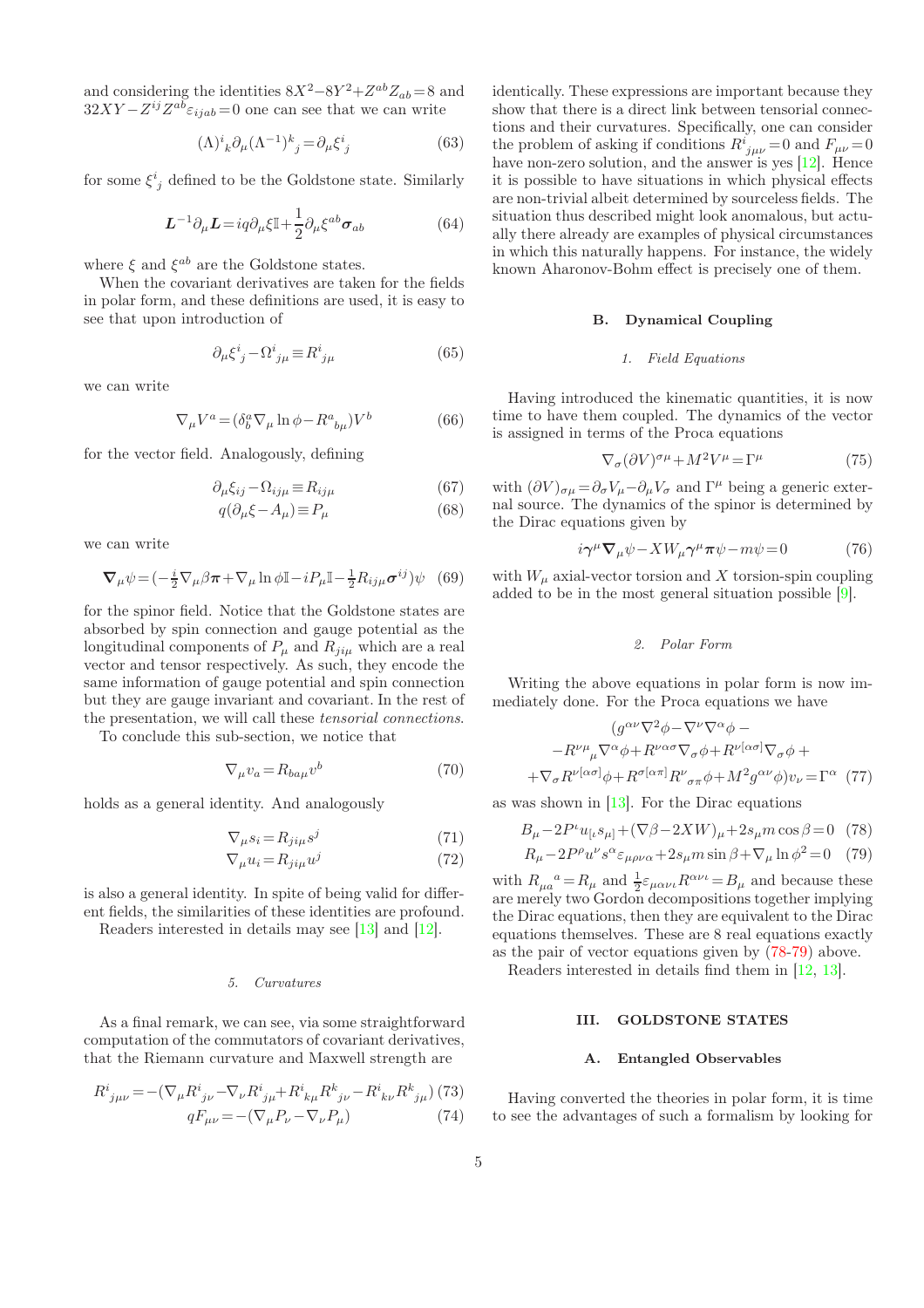and considering the identities $8X^2-8Y^2+Z^{ab}Z_{ab}=8$ and $32XY-Z^{ij}Z^{ab}\varepsilon_{ijab}=0$ one can see that we can write

$$(\Lambda)^{i}{}_{k}\partial_{\mu}(\Lambda^{-1})^{k}{}_{j}=\partial_{\mu}\xi^{i}{}_{j} \tag{63}$$

for some $\xi^{i}{}_{j}$ defined to be the Goldstone state. Similarly

$$\boldsymbol{L}^{-1}\partial_{\mu}\boldsymbol{L}=iq\partial_{\mu}\xi\mathbb{I}+\frac{1}{2}\partial_{\mu}\xi^{ab}\boldsymbol{\sigma}_{ab} \tag{64}$$

where $\xi$ and $\xi^{ab}$ are the Goldstone states.

When the covariant derivatives are taken for the fields in polar form, and these definitions are used, it is easy to see that upon introduction of

$$\partial_{\mu}\xi^{i}{}_{j}-\Omega^{i}{}_{j\mu}\equiv R^{i}{}_{j\mu} \tag{65}$$

we can write

$$\nabla_{\mu}V^{a}=(\delta^{a}_{b}\nabla_{\mu}\ln\phi-R^{a}{}_{b\mu})V^{b} \tag{66}$$

for the vector field. Analogously, defining

$$\partial_{\mu}\xi_{ij}-\Omega_{ij\mu}\equiv R_{ij\mu} \tag{67}$$

$$q(\partial_{\mu}\xi-A_{\mu})\equiv P_{\mu} \tag{68}$$

we can write

$$\boldsymbol{\nabla}_{\mu}\psi=(-\tfrac{i}{2}\nabla_{\mu}\beta\boldsymbol{\pi}+\nabla_{\mu}\ln\phi\mathbb{I}-iP_{\mu}\mathbb{I}-\tfrac{1}{2}R_{ij\mu}\boldsymbol{\sigma}^{ij})\psi \tag{69}$$

for the spinor field. Notice that the Goldstone states are absorbed by spin connection and gauge potential as the longitudinal components of $P_{\mu}$ and $R_{ji\mu}$ which are a real vector and tensor respectively. As such, they encode the same information of gauge potential and spin connection but they are gauge invariant and covariant. In the rest of the presentation, we will call these *tensorial connections*.

To conclude this sub-section, we notice that

$$\nabla_{\mu}v_{a}=R_{ba\mu}v^{b} \tag{70}$$

holds as a general identity. And analogously

$$\nabla_{\mu}s_{i}=R_{ji\mu}s^{j} \tag{71}$$

$$\nabla_{\mu}u_{i}=R_{ji\mu}u^{j} \tag{72}$$

is also a general identity. In spite of being valid for different fields, the similarities of these identities are profound.

Readers interested in details may see [13] and [12].

#### 5. Curvatures

As a final remark, we can see, via some straightforward computation of the commutators of covariant derivatives, that the Riemann curvature and Maxwell strength are

$$R^{i}{}_{j\mu\nu}=-(\nabla_{\mu}R^{i}{}_{j\nu}-\nabla_{\nu}R^{i}{}_{j\mu}+R^{i}{}_{k\mu}R^{k}{}_{j\nu}-R^{i}{}_{k\nu}R^{k}{}_{j\mu}) \tag{73}$$

$$qF_{\mu\nu}=-(\nabla_{\mu}P_{\nu}-\nabla_{\nu}P_{\mu}) \tag{74}$$

identically. These expressions are important because they show that there is a direct link between tensorial connections and their curvatures. Specifically, one can consider the problem of asking if conditions $R^{i}{}_{j\mu\nu}=0$ and $F_{\mu\nu}=0$ have non-zero solution, and the answer is yes [12]. Hence it is possible to have situations in which physical effects are non-trivial albeit determined by sourceless fields. The situation thus described might look anomalous, but actually there already are examples of physical circumstances in which this naturally happens. For instance, the widely known Aharonov-Bohm effect is precisely one of them.

### B. Dynamical Coupling

#### 1. Field Equations

Having introduced the kinematic quantities, it is now time to have them coupled. The dynamics of the vector is assigned in terms of the Proca equations

$$\nabla_{\sigma}(\partial V)^{\sigma\mu}+M^2V^{\mu}=\Gamma^{\mu} \tag{75}$$

with $(\partial V)_{\sigma\mu}=\partial_{\sigma}V_{\mu}-\partial_{\mu}V_{\sigma}$ and $\Gamma^{\mu}$ being a generic external source. The dynamics of the spinor is determined by the Dirac equations given by

$$i\boldsymbol{\gamma}^{\mu}\boldsymbol{\nabla}_{\mu}\psi-XW_{\mu}\boldsymbol{\gamma}^{\mu}\boldsymbol{\pi}\psi-m\psi=0 \tag{76}$$

with $W_{\mu}$ axial-vector torsion and $X$ torsion-spin coupling added to be in the most general situation possible [9].

#### 2. Polar Form

Writing the above equations in polar form is now immediately done. For the Proca equations we have

$$\begin{aligned}(g^{\alpha\nu}\nabla^2\phi-\nabla^{\nu}\nabla^{\alpha}\phi&-\\ -R^{\nu\mu}{}_{\mu}\nabla^{\alpha}\phi+R^{\nu\alpha\sigma}\nabla_{\sigma}\phi&+R^{\nu[\alpha\sigma]}\nabla_{\sigma}\phi+\\ +\nabla_{\sigma}R^{\nu[\alpha\sigma]}\phi+R^{\sigma[\alpha\pi]}R^{\nu}{}_{\sigma\pi}\phi&+M^2g^{\alpha\nu}\phi)v_{\nu}=\Gamma^{\alpha}\end{aligned} \tag{77}$$

as was shown in [13]. For the Dirac equations

$$B_{\mu}-2P^{\iota}u_{[\iota}s_{\mu]}+(\nabla\beta-2XW)_{\mu}+2s_{\mu}m\cos\beta=0 \tag{78}$$

$$R_{\mu}-2P^{\rho}u^{\nu}s^{\alpha}\varepsilon_{\mu\rho\nu\alpha}+2s_{\mu}m\sin\beta+\nabla_{\mu}\ln\phi^2=0 \tag{79}$$

with $R_{\mu a}{}^{a}=R_{\mu}$ and $\frac{1}{2}\varepsilon_{\mu\alpha\nu\iota}R^{\alpha\nu\iota}=B_{\mu}$ and because these are merely two Gordon decompositions together implying the Dirac equations, then they are equivalent to the Dirac equations themselves. These are 8 real equations exactly as the pair of vector equations given by (78-79) above.

Readers interested in details find them in [12, 13].

## III. GOLDSTONE STATES

### A. Entangled Observables

Having converted the theories in polar form, it is time to see the advantages of such a formalism by looking for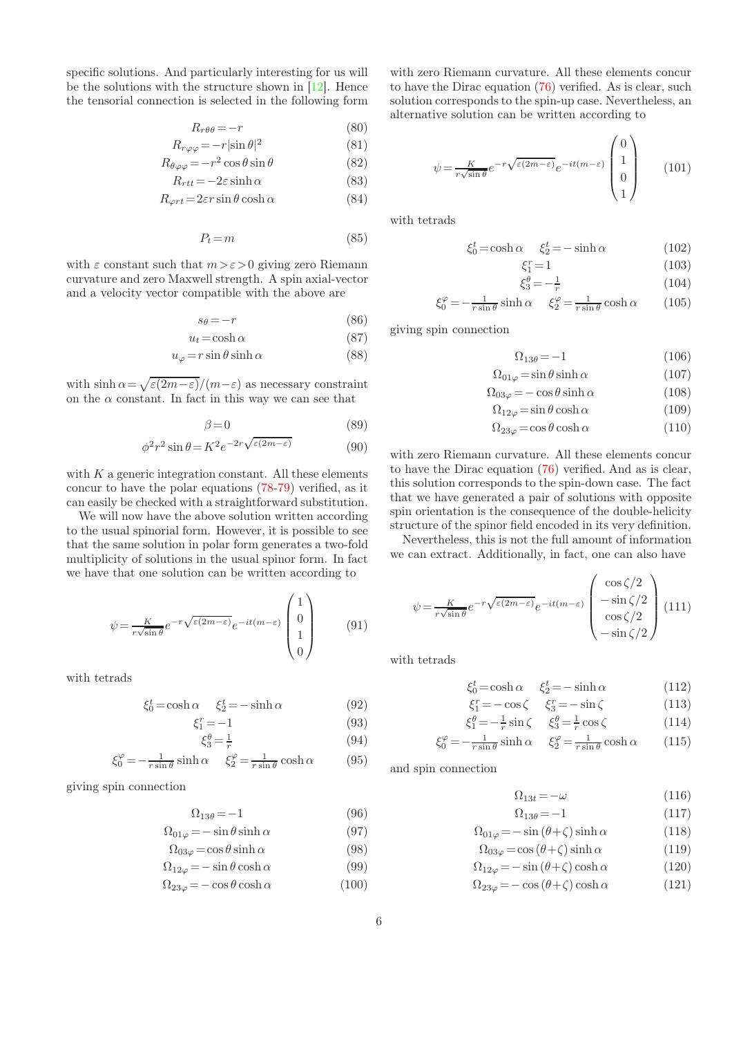specific solutions. And particularly interesting for us will be the solutions with the structure shown in [12]. Hence the tensorial connection is selected in the following form

$$R_{r\theta\theta}=-r \tag{80}$$
$$R_{r\varphi\varphi}=-r|\sin\theta|^2 \tag{81}$$
$$R_{\theta\varphi\varphi}=-r^2\cos\theta\sin\theta \tag{82}$$
$$R_{rtt}=-2\varepsilon\sinh\alpha \tag{83}$$
$$R_{\varphi rt}=2\varepsilon r\sin\theta\cosh\alpha \tag{84}$$

$$P_t=m \tag{85}$$

with $\varepsilon$ constant such that $m>\varepsilon>0$ giving zero Riemann curvature and zero Maxwell strength. A spin axial-vector and a velocity vector compatible with the above are

$$s_\theta=-r \tag{86}$$
$$u_t=\cosh\alpha \tag{87}$$
$$u_\varphi=r\sin\theta\sinh\alpha \tag{88}$$

with $\sinh\alpha=\sqrt{\varepsilon(2m-\varepsilon)}/(m-\varepsilon)$ as necessary constraint on the $\alpha$ constant. In fact in this way we can see that

$$\beta=0 \tag{89}$$
$$\phi^2r^2\sin\theta=K^2e^{-2r\sqrt{\varepsilon(2m-\varepsilon)}} \tag{90}$$

with $K$ a generic integration constant. All these elements concur to have the polar equations (78-79) verified, as it can easily be checked with a straightforward substitution.

We will now have the above solution written according to the usual spinorial form. However, it is possible to see that the same solution in polar form generates a two-fold multiplicity of solutions in the usual spinor form. In fact we have that one solution can be written according to

$$\psi=\frac{K}{r\sqrt{\sin\theta}}e^{-r\sqrt{\varepsilon(2m-\varepsilon)}}e^{-it(m-\varepsilon)}\left(\begin{array}{c}1\\0\\1\\0\end{array}\right) \tag{91}$$

with tetrads

$$\xi^t_0=\cosh\alpha\quad\ \xi^t_2=-\sinh\alpha \tag{92}$$
$$\xi^r_1=-1 \tag{93}$$
$$\xi^\theta_3=\tfrac{1}{r} \tag{94}$$
$$\xi^\varphi_0=-\tfrac{1}{r\sin\theta}\sinh\alpha\quad\ \xi^\varphi_2=\tfrac{1}{r\sin\theta}\cosh\alpha \tag{95}$$

giving spin connection

$$\Omega_{13\theta}=-1 \tag{96}$$
$$\Omega_{01\varphi}=-\sin\theta\sinh\alpha \tag{97}$$
$$\Omega_{03\varphi}=\cos\theta\sinh\alpha \tag{98}$$
$$\Omega_{12\varphi}=-\sin\theta\cosh\alpha \tag{99}$$
$$\Omega_{23\varphi}=-\cos\theta\cosh\alpha \tag{100}$$

with zero Riemann curvature. All these elements concur to have the Dirac equation (76) verified. As is clear, such solution corresponds to the spin-up case. Nevertheless, an alternative solution can be written according to

$$\psi=\frac{K}{r\sqrt{\sin\theta}}e^{-r\sqrt{\varepsilon(2m-\varepsilon)}}e^{-it(m-\varepsilon)}\left(\begin{array}{c}0\\1\\0\\1\end{array}\right) \tag{101}$$

with tetrads

$$\xi^t_0=\cosh\alpha\quad\ \xi^t_2=-\sinh\alpha \tag{102}$$
$$\xi^r_1=1 \tag{103}$$
$$\xi^\theta_3=-\tfrac{1}{r} \tag{104}$$
$$\xi^\varphi_0=-\tfrac{1}{r\sin\theta}\sinh\alpha\quad\ \xi^\varphi_2=\tfrac{1}{r\sin\theta}\cosh\alpha \tag{105}$$

giving spin connection

$$\Omega_{13\theta}=-1 \tag{106}$$
$$\Omega_{01\varphi}=\sin\theta\sinh\alpha \tag{107}$$
$$\Omega_{03\varphi}=-\cos\theta\sinh\alpha \tag{108}$$
$$\Omega_{12\varphi}=\sin\theta\cosh\alpha \tag{109}$$
$$\Omega_{23\varphi}=\cos\theta\cosh\alpha \tag{110}$$

with zero Riemann curvature. All these elements concur to have the Dirac equation (76) verified. And as is clear, this solution corresponds to the spin-down case. The fact that we have generated a pair of solutions with opposite spin orientation is the consequence of the double-helicity structure of the spinor field encoded in its very definition.

Nevertheless, this is not the full amount of information we can extract. Additionally, in fact, one can also have

$$\psi=\frac{K}{r\sqrt{\sin\theta}}e^{-r\sqrt{\varepsilon(2m-\varepsilon)}}e^{-it(m-\varepsilon)}\left(\begin{array}{c}\cos\zeta/2\\-\sin\zeta/2\\\cos\zeta/2\\-\sin\zeta/2\end{array}\right) \tag{111}$$

with tetrads

$$\xi^t_0=\cosh\alpha\quad\ \xi^t_2=-\sinh\alpha \tag{112}$$
$$\xi^r_1=-\cos\zeta\quad\ \xi^r_3=-\sin\zeta \tag{113}$$
$$\xi^\theta_1=-\tfrac{1}{r}\sin\zeta\quad\ \xi^\theta_3=\tfrac{1}{r}\cos\zeta \tag{114}$$
$$\xi^\varphi_0=-\tfrac{1}{r\sin\theta}\sinh\alpha\quad\ \xi^\varphi_2=\tfrac{1}{r\sin\theta}\cosh\alpha \tag{115}$$

and spin connection

$$\Omega_{13t}=-\omega \tag{116}$$
$$\Omega_{13\theta}=-1 \tag{117}$$
$$\Omega_{01\varphi}=-\sin(\theta+\zeta)\sinh\alpha \tag{118}$$
$$\Omega_{03\varphi}=\cos(\theta+\zeta)\sinh\alpha \tag{119}$$
$$\Omega_{12\varphi}=-\sin(\theta+\zeta)\cosh\alpha \tag{120}$$
$$\Omega_{23\varphi}=-\cos(\theta+\zeta)\cosh\alpha \tag{121}$$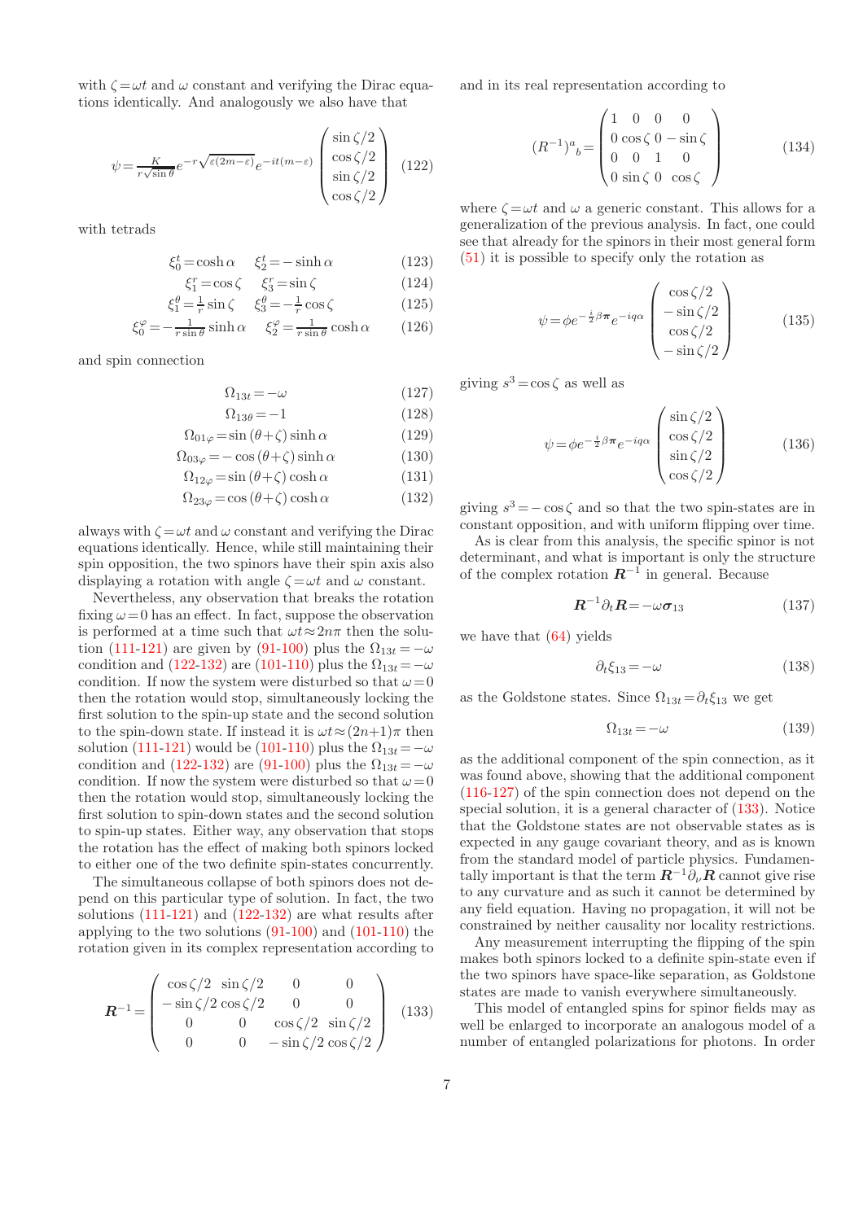with $\zeta = \omega t$ and $\omega$ constant and verifying the Dirac equations identically. And analogously we also have that

$$\psi = \frac{K}{r\sqrt{\sin\theta}} e^{-r\sqrt{\varepsilon(2m-\varepsilon)}} e^{-it(m-\varepsilon)} \begin{pmatrix} \sin\zeta/2 \\ \cos\zeta/2 \\ \sin\zeta/2 \\ \cos\zeta/2 \end{pmatrix} \tag{122}$$

with tetrads

$$\xi^t_0 = \cosh\alpha \quad \xi^t_2 = -\sinh\alpha \tag{123}$$

$$\xi^r_1 = \cos\zeta \quad \xi^r_3 = \sin\zeta \tag{124}$$

$$\xi^\theta_1 = \tfrac{1}{r}\sin\zeta \quad \xi^\theta_3 = -\tfrac{1}{r}\cos\zeta \tag{125}$$

$$\xi^\varphi_0 = -\tfrac{1}{r\sin\theta}\sinh\alpha \quad \xi^\varphi_2 = \tfrac{1}{r\sin\theta}\cosh\alpha \tag{126}$$

and spin connection

$$\Omega_{13t} = -\omega \tag{127}$$

$$\Omega_{13\theta} = -1 \tag{128}$$

$$\Omega_{01\varphi} = \sin(\theta+\zeta)\sinh\alpha \tag{129}$$

$$\Omega_{03\varphi} = -\cos(\theta+\zeta)\sinh\alpha \tag{130}$$

$$\Omega_{12\varphi} = \sin(\theta+\zeta)\cosh\alpha \tag{131}$$

$$\Omega_{23\varphi} = \cos(\theta+\zeta)\cosh\alpha \tag{132}$$

always with $\zeta = \omega t$ and $\omega$ constant and verifying the Dirac equations identically. Hence, while still maintaining their spin opposition, the two spinors have their spin axis also displaying a rotation with angle $\zeta = \omega t$ and $\omega$ constant.

Nevertheless, any observation that breaks the rotation fixing $\omega = 0$ has an effect. In fact, suppose the observation is performed at a time such that $\omega t \approx 2n\pi$ then the solution (111-121) are given by (91-100) plus the $\Omega_{13t} = -\omega$ condition and (122-132) are (101-110) plus the $\Omega_{13t} = -\omega$ condition. If now the system were disturbed so that $\omega = 0$ then the rotation would stop, simultaneously locking the first solution to the spin-up state and the second solution to the spin-down state. If instead it is $\omega t \approx (2n+1)\pi$ then solution (111-121) would be (101-110) plus the $\Omega_{13t} = -\omega$ condition and (122-132) are (91-100) plus the $\Omega_{13t} = -\omega$ condition. If now the system were disturbed so that $\omega = 0$ then the rotation would stop, simultaneously locking the first solution to spin-down states and the second solution to spin-up states. Either way, any observation that stops the rotation has the effect of making both spinors locked to either one of the two definite spin-states concurrently.

The simultaneous collapse of both spinors does not depend on this particular type of solution. In fact, the two solutions (111-121) and (122-132) are what results after applying to the two solutions (91-100) and (101-110) the rotation given in its complex representation according to

$$\boldsymbol{R}^{-1} = \begin{pmatrix} \cos\zeta/2 & \sin\zeta/2 & 0 & 0 \\ -\sin\zeta/2 & \cos\zeta/2 & 0 & 0 \\ 0 & 0 & \cos\zeta/2 & \sin\zeta/2 \\ 0 & 0 & -\sin\zeta/2 & \cos\zeta/2 \end{pmatrix} \tag{133}$$

and in its real representation according to

$$(R^{-1})^a{}_b = \begin{pmatrix} 1 & 0 & 0 & 0 \\ 0 & \cos\zeta & 0 & -\sin\zeta \\ 0 & 0 & 1 & 0 \\ 0 & \sin\zeta & 0 & \cos\zeta \end{pmatrix} \tag{134}$$

where $\zeta = \omega t$ and $\omega$ a generic constant. This allows for a generalization of the previous analysis. In fact, one could see that already for the spinors in their most general form (51) it is possible to specify only the rotation as

$$\psi = \phi e^{-\frac{i}{2}\beta\pi} e^{-iq\alpha} \begin{pmatrix} \cos\zeta/2 \\ -\sin\zeta/2 \\ \cos\zeta/2 \\ -\sin\zeta/2 \end{pmatrix} \tag{135}$$

giving $s^3 = \cos\zeta$ as well as

$$\psi = \phi e^{-\frac{i}{2}\beta\pi} e^{-iq\alpha} \begin{pmatrix} \sin\zeta/2 \\ \cos\zeta/2 \\ \sin\zeta/2 \\ \cos\zeta/2 \end{pmatrix} \tag{136}$$

giving $s^3 = -\cos\zeta$ and so that the two spin-states are in constant opposition, and with uniform flipping over time.

As is clear from this analysis, the specific spinor is not determinant, and what is important is only the structure of the complex rotation $\boldsymbol{R}^{-1}$ in general. Because

$$\boldsymbol{R}^{-1}\partial_t\boldsymbol{R} = -\omega\boldsymbol{\sigma}_{13} \tag{137}$$

we have that (64) yields

$$\partial_t\xi_{13} = -\omega \tag{138}$$

as the Goldstone states. Since $\Omega_{13t} = \partial_t\xi_{13}$ we get

$$\Omega_{13t} = -\omega \tag{139}$$

as the additional component of the spin connection, as it was found above, showing that the additional component (116-127) of the spin connection does not depend on the special solution, it is a general character of (133). Notice that the Goldstone states are not observable states as is expected in any gauge covariant theory, and as is known from the standard model of particle physics. Fundamentally important is that the term $\boldsymbol{R}^{-1}\partial_\nu\boldsymbol{R}$ cannot give rise to any curvature and as such it cannot be determined by any field equation. Having no propagation, it will not be constrained by neither causality nor locality restrictions.

Any measurement interrupting the flipping of the spin makes both spinors locked to a definite spin-state even if the two spinors have space-like separation, as Goldstone states are made to vanish everywhere simultaneously.

This model of entangled spins for spinor fields may as well be enlarged to incorporate an analogous model of a number of entangled polarizations for photons. In order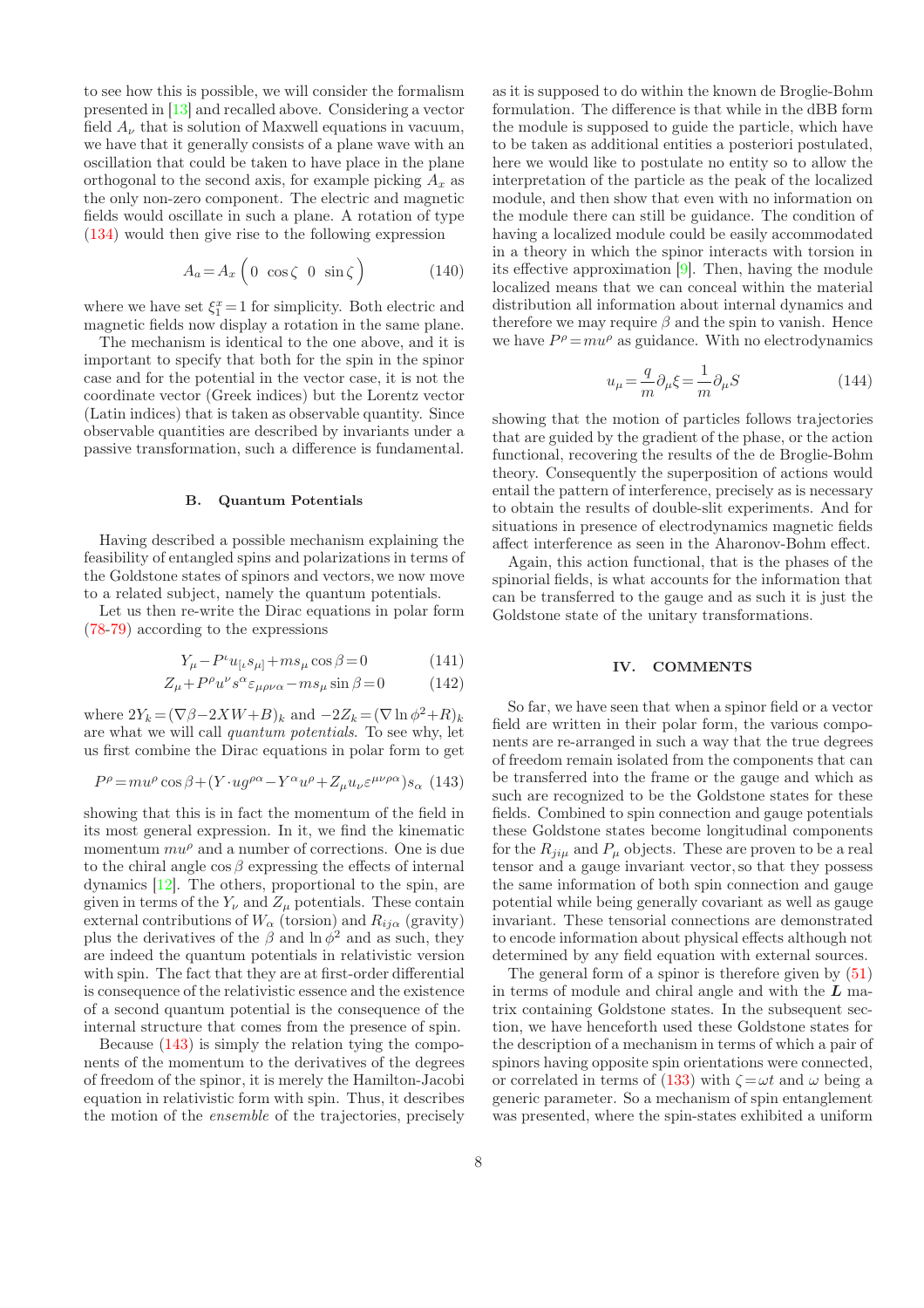to see how this is possible, we will consider the formalism presented in [13] and recalled above. Considering a vector field $A_\nu$ that is solution of Maxwell equations in vacuum, we have that it generally consists of a plane wave with an oscillation that could be taken to have place in the plane orthogonal to the second axis, for example picking $A_x$ as the only non-zero component. The electric and magnetic fields would oscillate in such a plane. A rotation of type (134) would then give rise to the following expression

$$A_a = A_x \left(0 \;\; \cos\zeta \;\; 0 \;\; \sin\zeta\right) \tag{140}$$

where we have set $\xi^x_1 = 1$ for simplicity. Both electric and magnetic fields now display a rotation in the same plane.

The mechanism is identical to the one above, and it is important to specify that both for the spin in the spinor case and for the potential in the vector case, it is not the coordinate vector (Greek indices) but the Lorentz vector (Latin indices) that is taken as observable quantity. Since observable quantities are described by invariants under a passive transformation, such a difference is fundamental.

### B. Quantum Potentials

Having described a possible mechanism explaining the feasibility of entangled spins and polarizations in terms of the Goldstone states of spinors and vectors, we now move to a related subject, namely the quantum potentials.

Let us then re-write the Dirac equations in polar form (78-79) according to the expressions

$$Y_\mu - P^\iota u_{[\iota} s_{\mu]} + m s_\mu \cos\beta = 0 \tag{141}$$

$$Z_\mu + P^\rho u^\nu s^\alpha \varepsilon_{\mu\rho\nu\alpha} - m s_\mu \sin\beta = 0 \tag{142}$$

where $2Y_k = (\nabla\beta - 2XW + B)_k$ and $-2Z_k = (\nabla \ln\phi^2 + R)_k$ are what we will call *quantum potentials*. To see why, let us first combine the Dirac equations in polar form to get

$$P^\rho = m u^\rho \cos\beta + (Y \cdot u g^{\rho\alpha} - Y^\alpha u^\rho + Z_\mu u_\nu \varepsilon^{\mu\nu\rho\alpha}) s_\alpha \tag{143}$$

showing that this is in fact the momentum of the field in its most general expression. In it, we find the kinematic momentum $m u^\rho$ and a number of corrections. One is due to the chiral angle $\cos\beta$ expressing the effects of internal dynamics [12]. The others, proportional to the spin, are given in terms of the $Y_\nu$ and $Z_\mu$ potentials. These contain external contributions of $W_\alpha$ (torsion) and $R_{ij\alpha}$ (gravity) plus the derivatives of the $\beta$ and $\ln\phi^2$ and as such, they are indeed the quantum potentials in relativistic version with spin. The fact that they are at first-order differential is consequence of the relativistic essence and the existence of a second quantum potential is the consequence of the internal structure that comes from the presence of spin.

Because (143) is simply the relation tying the components of the momentum to the derivatives of the degrees of freedom of the spinor, it is merely the Hamilton-Jacobi equation in relativistic form with spin. Thus, it describes the motion of the *ensemble* of the trajectories, precisely as it is supposed to do within the known de Broglie-Bohm formulation. The difference is that while in the dBB form the module is supposed to guide the particle, which have to be taken as additional entities a posteriori postulated, here we would like to postulate no entity so to allow the interpretation of the particle as the peak of the localized module, and then show that even with no information on the module there can still be guidance. The condition of having a localized module could be easily accommodated in a theory in which the spinor interacts with torsion in its effective approximation [9]. Then, having the module localized means that we can conceal within the material distribution all information about internal dynamics and therefore we may require $\beta$ and the spin to vanish. Hence we have $P^\rho = m u^\rho$ as guidance. With no electrodynamics

$$u_\mu = \frac{q}{m}\partial_\mu \xi = \frac{1}{m}\partial_\mu S \tag{144}$$

showing that the motion of particles follows trajectories that are guided by the gradient of the phase, or the action functional, recovering the results of the de Broglie-Bohm theory. Consequently the superposition of actions would entail the pattern of interference, precisely as is necessary to obtain the results of double-slit experiments. And for situations in presence of electrodynamics magnetic fields affect interference as seen in the Aharonov-Bohm effect.

Again, this action functional, that is the phases of the spinorial fields, is what accounts for the information that can be transferred to the gauge and as such it is just the Goldstone state of the unitary transformations.

## IV. COMMENTS

So far, we have seen that when a spinor field or a vector field are written in their polar form, the various components are re-arranged in such a way that the true degrees of freedom remain isolated from the components that can be transferred into the frame or the gauge and which as such are recognized to be the Goldstone states for these fields. Combined to spin connection and gauge potentials these Goldstone states become longitudinal components for the $R_{ji\mu}$ and $P_\mu$ objects. These are proven to be a real tensor and a gauge invariant vector, so that they possess the same information of both spin connection and gauge potential while being generally covariant as well as gauge invariant. These tensorial connections are demonstrated to encode information about physical effects although not determined by any field equation with external sources.

The general form of a spinor is therefore given by (51) in terms of module and chiral angle and with the $\boldsymbol{L}$ matrix containing Goldstone states. In the subsequent section, we have henceforth used these Goldstone states for the description of a mechanism in terms of which a pair of spinors having opposite spin orientations were connected, or correlated in terms of (133) with $\zeta = \omega t$ and $\omega$ being a generic parameter. So a mechanism of spin entanglement was presented, where the spin-states exhibited a uniform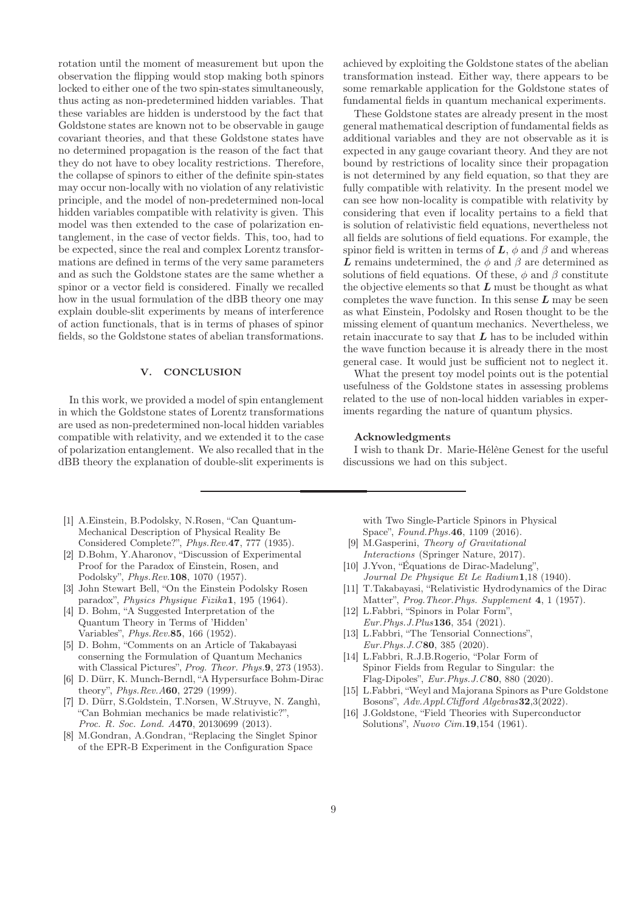rotation until the moment of measurement but upon the observation the flipping would stop making both spinors locked to either one of the two spin-states simultaneously, thus acting as non-predetermined hidden variables. That these variables are hidden is understood by the fact that Goldstone states are known not to be observable in gauge covariant theories, and that these Goldstone states have no determined propagation is the reason of the fact that they do not have to obey locality restrictions. Therefore, the collapse of spinors to either of the definite spin-states may occur non-locally with no violation of any relativistic principle, and the model of non-predetermined non-local hidden variables compatible with relativity is given. This model was then extended to the case of polarization entanglement, in the case of vector fields. This, too, had to be expected, since the real and complex Lorentz transformations are defined in terms of the very same parameters and as such the Goldstone states are the same whether a spinor or a vector field is considered. Finally we recalled how in the usual formulation of the dBB theory one may explain double-slit experiments by means of interference of action functionals, that is in terms of phases of spinor fields, so the Goldstone states of abelian transformations.

## V. CONCLUSION

In this work, we provided a model of spin entanglement in which the Goldstone states of Lorentz transformations are used as non-predetermined non-local hidden variables compatible with relativity, and we extended it to the case of polarization entanglement. We also recalled that in the dBB theory the explanation of double-slit experiments is achieved by exploiting the Goldstone states of the abelian transformation instead. Either way, there appears to be some remarkable application for the Goldstone states of fundamental fields in quantum mechanical experiments.

These Goldstone states are already present in the most general mathematical description of fundamental fields as additional variables and they are not observable as it is expected in any gauge covariant theory. And they are not bound by restrictions of locality since their propagation is not determined by any field equation, so that they are fully compatible with relativity. In the present model we can see how non-locality is compatible with relativity by considering that even if locality pertains to a field that is solution of relativistic field equations, nevertheless not all fields are solutions of field equations. For example, the spinor field is written in terms of $\boldsymbol{L}$, $\phi$ and $\beta$ and whereas $\boldsymbol{L}$ remains undetermined, the $\phi$ and $\beta$ are determined as solutions of field equations. Of these, $\phi$ and $\beta$ constitute the objective elements so that $\boldsymbol{L}$ must be thought as what completes the wave function. In this sense $\boldsymbol{L}$ may be seen as what Einstein, Podolsky and Rosen thought to be the missing element of quantum mechanics. Nevertheless, we retain inaccurate to say that $\boldsymbol{L}$ has to be included within the wave function because it is already there in the most general case. It would just be sufficient not to neglect it.

What the present toy model points out is the potential usefulness of the Goldstone states in assessing problems related to the use of non-local hidden variables in experiments regarding the nature of quantum physics.

### Acknowledgments

I wish to thank Dr. Marie-Hélène Genest for the useful discussions we had on this subject.

---

[1] A.Einstein, B.Podolsky, N.Rosen, "Can Quantum-Mechanical Description of Physical Reality Be Considered Complete?", *Phys.Rev.* **47**, 777 (1935).

[2] D.Bohm, Y.Aharonov, "Discussion of Experimental Proof for the Paradox of Einstein, Rosen, and Podolsky", *Phys.Rev.* **108**, 1070 (1957).

[3] John Stewart Bell, "On the Einstein Podolsky Rosen paradox", *Physics Physique Fizika* **1**, 195 (1964).

[4] D. Bohm, "A Suggested Interpretation of the Quantum Theory in Terms of 'Hidden' Variables", *Phys.Rev.* **85**, 166 (1952).

[5] D. Bohm, "Comments on an Article of Takabayasi conserning the Formulation of Quantum Mechanics with Classical Pictures", *Prog. Theor. Phys.* **9**, 273 (1953).

[6] D. Dürr, K. Munch-Berndl, "A Hypersurface Bohm-Dirac theory", *Phys.Rev.A* **60**, 2729 (1999).

[7] D. Dürr, S.Goldstein, T.Norsen, W.Struyve, N. Zanghì, "Can Bohmian mechanics be made relativistic?", *Proc. R. Soc. Lond. A* **470**, 20130699 (2013).

[8] M.Gondran, A.Gondran, "Replacing the Singlet Spinor of the EPR-B Experiment in the Configuration Space with Two Single-Particle Spinors in Physical Space", *Found.Phys.* **46**, 1109 (2016).

[9] M.Gasperini, *Theory of Gravitational Interactions* (Springer Nature, 2017).

[10] J.Yvon, "Équations de Dirac-Madelung", *Journal De Physique Et Le Radium* **1**,18 (1940).

[11] T.Takabayasi, "Relativistic Hydrodynamics of the Dirac Matter", *Prog.Theor.Phys. Supplement* **4**, 1 (1957).

[12] L.Fabbri, "Spinors in Polar Form", *Eur.Phys.J.Plus* **136**, 354 (2021).

[13] L.Fabbri, "The Tensorial Connections", *Eur.Phys.J.C* **80**, 385 (2020).

[14] L.Fabbri, R.J.B.Rogerio, "Polar Form of Spinor Fields from Regular to Singular: the Flag-Dipoles", *Eur.Phys.J.C* **80**, 880 (2020).

[15] L.Fabbri, "Weyl and Majorana Spinors as Pure Goldstone Bosons", *Adv.Appl.Clifford Algebras* **32**,3(2022).

[16] J.Goldstone, "Field Theories with Superconductor Solutions", *Nuovo Cim.* **19**,154 (1961).